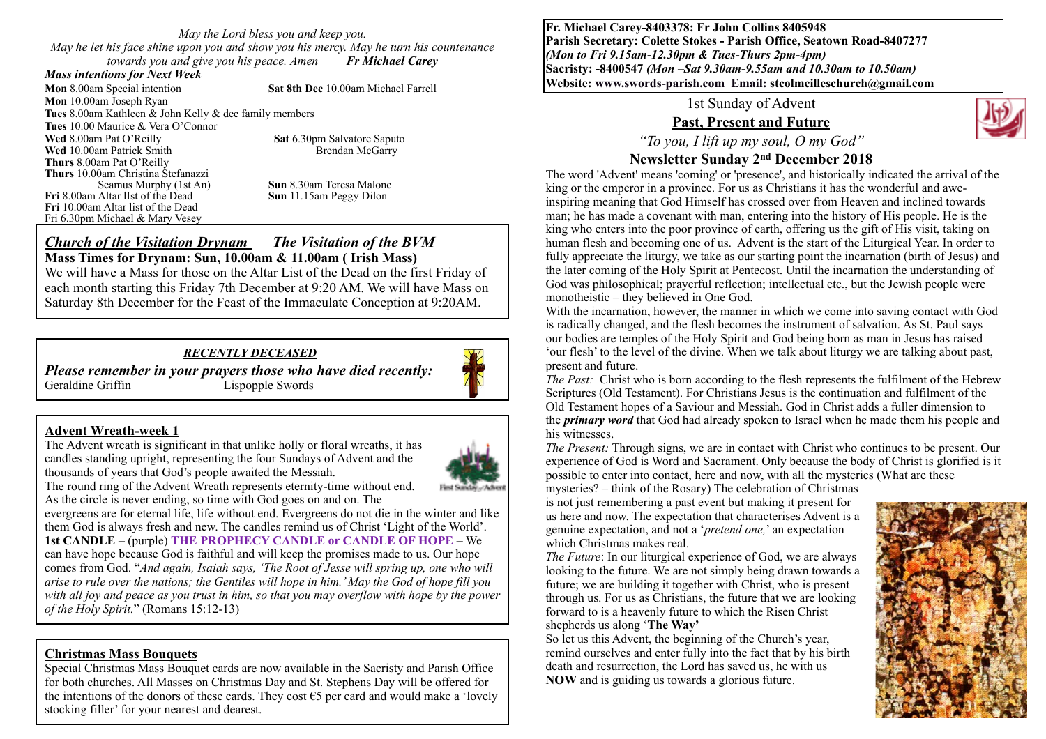*May the Lord bless you and keep you.*
*May he let his face shine upon you and show you his mercy. May he turn his countenance towards you and give you his peace. Amen* ***Fr Michael Carey***

***Mass intentions for Next Week***

**Mon** 8.00am Special intention
**Mon** 10.00am Joseph Ryan
**Tues** 8.00am Kathleen & John Kelly & dec family members
**Tues** 10.00 Maurice & Vera O'Connor
**Wed** 8.00am Pat O'Reilly
**Wed** 10.00am Patrick Smith
**Thurs** 8.00am Pat O'Reilly
**Thurs** 10.00am Christina Stefanazzi
Seamus Murphy (1st An)
**Fri** 8.00am Altar lIst of the Dead
**Fri** 10.00am Altar list of the Dead
Fri 6.30pm Michael & Mary Vesey

**Sat 8th Dec** 10.00am Michael Farrell
**Sat** 6.30pm Salvatore Saputo
Brendan McGarry
**Sun** 8.30am Teresa Malone
**Sun** 11.15am Peggy Dilon

## *Church of the Visitation Drynam* *The Visitation of the BVM*

**Mass Times for Drynam: Sun, 10.00am & 11.00am ( Irish Mass)**

We will have a Mass for those on the Altar List of the Dead on the first Friday of each month starting this Friday 7th December at 9:20 AM. We will have Mass on Saturday 8th December for the Feast of the Immaculate Conception at 9:20AM.

## *RECENTLY DECEASED*

***Please remember in your prayers those who have died recently:***

Geraldine Griffin Lispopple Swords

## Advent Wreath-week 1

The Advent wreath is significant in that unlike holly or floral wreaths, it has candles standing upright, representing the four Sundays of Advent and the thousands of years that God's people awaited the Messiah.

The round ring of the Advent Wreath represents eternity-time without end. As the circle is never ending, so time with God goes on and on. The evergreens are for eternal life, life without end. Evergreens do not die in the winter and like them God is always fresh and new. The candles remind us of Christ 'Light of the World'.

**1st CANDLE** – (purple) **THE PROPHECY CANDLE or CANDLE OF HOPE** – We can have hope because God is faithful and will keep the promises made to us. Our hope comes from God. "*And again, Isaiah says, 'The Root of Jesse will spring up, one who will arise to rule over the nations; the Gentiles will hope in him.' May the God of hope fill you with all joy and peace as you trust in him, so that you may overflow with hope by the power of the Holy Spirit.*" (Romans 15:12-13)

## Christmas Mass Bouquets

Special Christmas Mass Bouquet cards are now available in the Sacristy and Parish Office for both churches. All Masses on Christmas Day and St. Stephens Day will be offered for the intentions of the donors of these cards. They cost €5 per card and would make a 'lovely stocking filler' for your nearest and dearest.

**Fr. Michael Carey-8403378: Fr John Collins 8405948**
**Parish Secretary: Colette Stokes - Parish Office, Seatown Road-8407277**
***(Mon to Fri 9.15am-12.30pm & Tues-Thurs 2pm-4pm)***
**Sacristy: -8400547** ***(Mon –Sat 9.30am-9.55am and 10.30am to 10.50am)***
**Website: www.swords-parish.com Email: stcolmcilleschurch@gmail.com**

1st Sunday of Advent

## Past, Present and Future

*"To you, I lift up my soul, O my God"*

## Newsletter Sunday 2nd December 2018

The word 'Advent' means 'coming' or 'presence', and historically indicated the arrival of the king or the emperor in a province. For us as Christians it has the wonderful and awe-inspiring meaning that God Himself has crossed over from Heaven and inclined towards man; he has made a covenant with man, entering into the history of His people. He is the king who enters into the poor province of earth, offering us the gift of His visit, taking on human flesh and becoming one of us. Advent is the start of the Liturgical Year. In order to fully appreciate the liturgy, we take as our starting point the incarnation (birth of Jesus) and the later coming of the Holy Spirit at Pentecost. Until the incarnation the understanding of God was philosophical; prayerful reflection; intellectual etc., but the Jewish people were monotheistic – they believed in One God.

With the incarnation, however, the manner in which we come into saving contact with God is radically changed, and the flesh becomes the instrument of salvation. As St. Paul says our bodies are temples of the Holy Spirit and God being born as man in Jesus has raised 'our flesh' to the level of the divine. When we talk about liturgy we are talking about past, present and future.

*The Past:* Christ who is born according to the flesh represents the fulfilment of the Hebrew Scriptures (Old Testament). For Christians Jesus is the continuation and fulfilment of the Old Testament hopes of a Saviour and Messiah. God in Christ adds a fuller dimension to the ***primary word*** that God had already spoken to Israel when he made them his people and his witnesses.

*The Present:* Through signs, we are in contact with Christ who continues to be present. Our experience of God is Word and Sacrament. Only because the body of Christ is glorified is it possible to enter into contact, here and now, with all the mysteries (What are these mysteries? – think of the Rosary) The celebration of Christmas is not just remembering a past event but making it present for us here and now. The expectation that characterises Advent is a genuine expectation, and not a '*pretend one,*' an expectation which Christmas makes real.

*The Future*: In our liturgical experience of God, we are always looking to the future. We are not simply being drawn towards a future; we are building it together with Christ, who is present through us. For us as Christians, the future that we are looking forward to is a heavenly future to which the Risen Christ shepherds us along '**The Way'**

So let us this Advent, the beginning of the Church's year, remind ourselves and enter fully into the fact that by his birth death and resurrection, the Lord has saved us, he with us **NOW** and is guiding us towards a glorious future.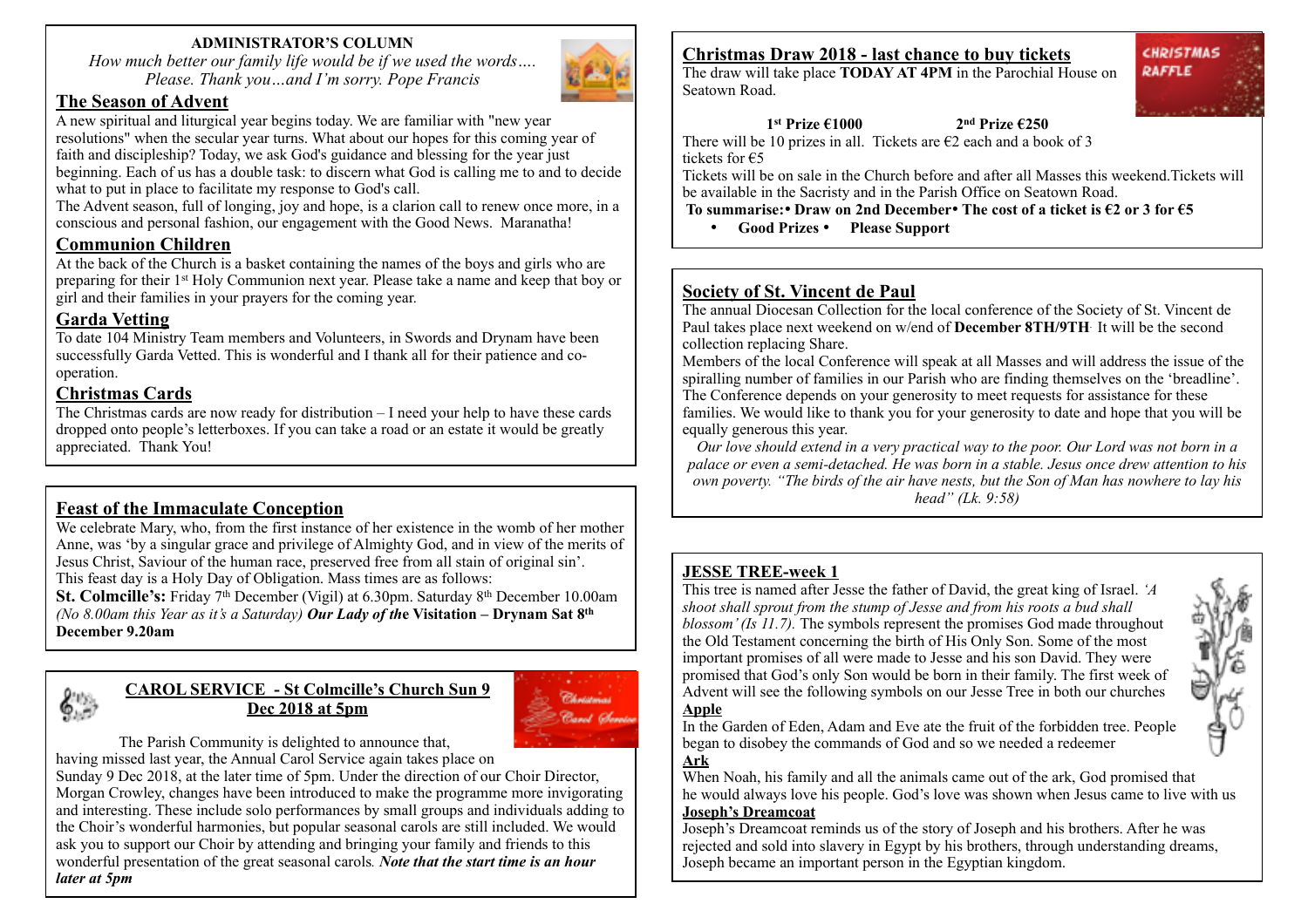**ADMINISTRATOR'S COLUMN**

*How much better our family life would be if we used the words…. Please. Thank you…and I'm sorry. Pope Francis*

## The Season of Advent

A new spiritual and liturgical year begins today. We are familiar with "new year resolutions" when the secular year turns. What about our hopes for this coming year of faith and discipleship? Today, we ask God's guidance and blessing for the year just beginning. Each of us has a double task: to discern what God is calling me to and to decide what to put in place to facilitate my response to God's call.

The Advent season, full of longing, joy and hope, is a clarion call to renew once more, in a conscious and personal fashion, our engagement with the Good News. Maranatha!

## Communion Children

At the back of the Church is a basket containing the names of the boys and girls who are preparing for their 1st Holy Communion next year. Please take a name and keep that boy or girl and their families in your prayers for the coming year.

## Garda Vetting

To date 104 Ministry Team members and Volunteers, in Swords and Drynam have been successfully Garda Vetted. This is wonderful and I thank all for their patience and co-operation.

## Christmas Cards

The Christmas cards are now ready for distribution – I need your help to have these cards dropped onto people's letterboxes. If you can take a road or an estate it would be greatly appreciated. Thank You!

## Feast of the Immaculate Conception

We celebrate Mary, who, from the first instance of her existence in the womb of her mother Anne, was 'by a singular grace and privilege of Almighty God, and in view of the merits of Jesus Christ, Saviour of the human race, preserved free from all stain of original sin'.

This feast day is a Holy Day of Obligation. Mass times are as follows:

**St. Colmcille's:** Friday 7th December (Vigil) at 6.30pm. Saturday 8th December 10.00am *(No 8.00am this Year as it's a Saturday)* ***Our Lady of the*** **Visitation – Drynam Sat 8th December 9.20am**

## CAROL SERVICE - St Colmcille's Church Sun 9 Dec 2018 at 5pm

The Parish Community is delighted to announce that, having missed last year, the Annual Carol Service again takes place on Sunday 9 Dec 2018, at the later time of 5pm. Under the direction of our Choir Director, Morgan Crowley, changes have been introduced to make the programme more invigorating and interesting. These include solo performances by small groups and individuals adding to the Choir's wonderful harmonies, but popular seasonal carols are still included. We would ask you to support our Choir by attending and bringing your family and friends to this wonderful presentation of the great seasonal carols. ***Note that the start time is an hour later at 5pm***

## Christmas Draw 2018 - last chance to buy tickets

The draw will take place **TODAY AT 4PM** in the Parochial House on Seatown Road.

**1st Prize €1000** **2nd Prize €250**

There will be 10 prizes in all. Tickets are €2 each and a book of 3 tickets for €5

Tickets will be on sale in the Church before and after all Masses this weekend.Tickets will be available in the Sacristy and in the Parish Office on Seatown Road.

**To summarise:• Draw on 2nd December• The cost of a ticket is €2 or 3 for €5**

- **Good Prizes • Please Support**

## Society of St. Vincent de Paul

The annual Diocesan Collection for the local conference of the Society of St. Vincent de Paul takes place next weekend on w/end of **December 8TH/9TH**. It will be the second collection replacing Share.

Members of the local Conference will speak at all Masses and will address the issue of the spiralling number of families in our Parish who are finding themselves on the 'breadline'. The Conference depends on your generosity to meet requests for assistance for these families. We would like to thank you for your generosity to date and hope that you will be equally generous this year.

*Our love should extend in a very practical way to the poor. Our Lord was not born in a palace or even a semi-detached. He was born in a stable. Jesus once drew attention to his own poverty. "The birds of the air have nests, but the Son of Man has nowhere to lay his head" (Lk. 9:58)*

## JESSE TREE-week 1

This tree is named after Jesse the father of David, the great king of Israel. *'A shoot shall sprout from the stump of Jesse and from his roots a bud shall blossom' (Is 11.7).* The symbols represent the promises God made throughout the Old Testament concerning the birth of His Only Son. Some of the most important promises of all were made to Jesse and his son David. They were promised that God's only Son would be born in their family. The first week of Advent will see the following symbols on our Jesse Tree in both our churches

**Apple**

In the Garden of Eden, Adam and Eve ate the fruit of the forbidden tree. People began to disobey the commands of God and so we needed a redeemer

**Ark**

When Noah, his family and all the animals came out of the ark, God promised that he would always love his people. God's love was shown when Jesus came to live with us

**Joseph's Dreamcoat**

Joseph's Dreamcoat reminds us of the story of Joseph and his brothers. After he was rejected and sold into slavery in Egypt by his brothers, through understanding dreams, Joseph became an important person in the Egyptian kingdom.